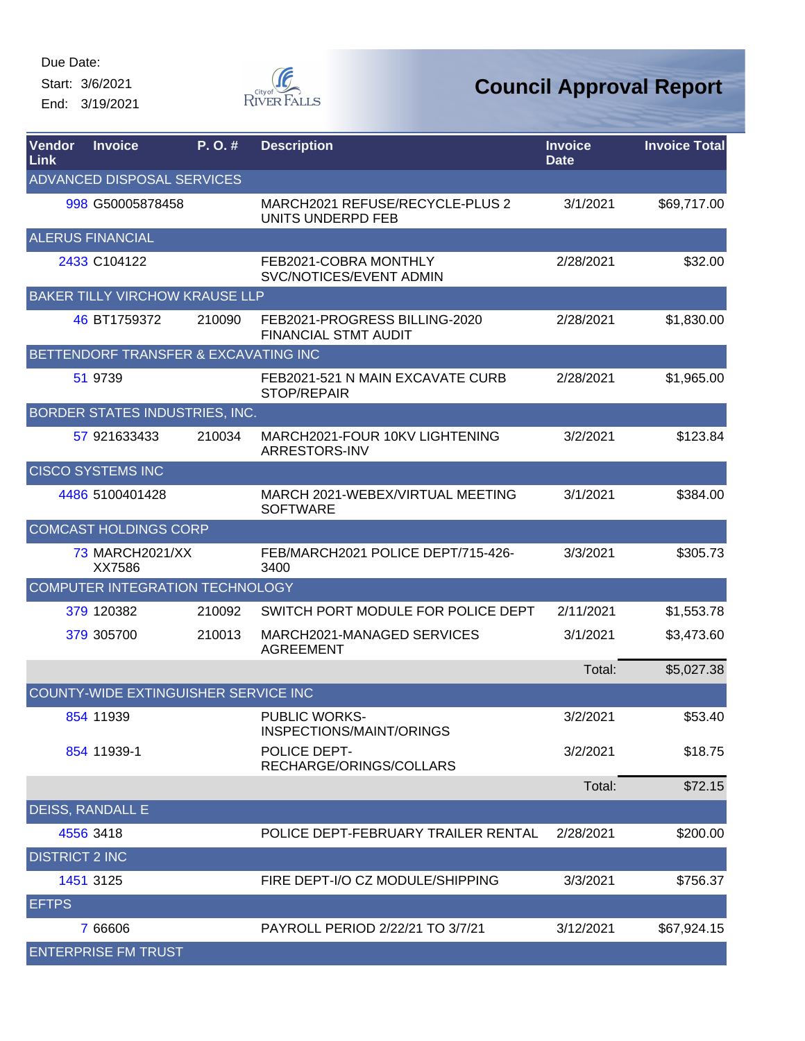Due Date:

Start: 3/6/2021

End: 3/19/2021

# Council Approval Report

| Vendor Link | Invoice | P. O. # | Description | Invoice Date | Invoice Total |
|---|---|---|---|---|---|
| ADVANCED DISPOSAL SERVICES | | | | | |
| 998 | G50005878458 | | MARCH2021 REFUSE/RECYCLE-PLUS 2 UNITS UNDERPD FEB | 3/1/2021 | $69,717.00 |
| ALERUS FINANCIAL | | | | | |
| 2433 | C104122 | | FEB2021-COBRA MONTHLY SVC/NOTICES/EVENT ADMIN | 2/28/2021 | $32.00 |
| BAKER TILLY VIRCHOW KRAUSE LLP | | | | | |
| 46 | BT1759372 | 210090 | FEB2021-PROGRESS BILLING-2020 FINANCIAL STMT AUDIT | 2/28/2021 | $1,830.00 |
| BETTENDORF TRANSFER & EXCAVATING INC | | | | | |
| 51 | 9739 | | FEB2021-521 N MAIN EXCAVATE CURB STOP/REPAIR | 2/28/2021 | $1,965.00 |
| BORDER STATES INDUSTRIES, INC. | | | | | |
| 57 | 921633433 | 210034 | MARCH2021-FOUR 10KV LIGHTENING ARRESTORS-INV | 3/2/2021 | $123.84 |
| CISCO SYSTEMS INC | | | | | |
| 4486 | 5100401428 | | MARCH 2021-WEBEX/VIRTUAL MEETING SOFTWARE | 3/1/2021 | $384.00 |
| COMCAST HOLDINGS CORP | | | | | |
| 73 | MARCH2021/XXXX7586 | | FEB/MARCH2021 POLICE DEPT/715-426-3400 | 3/3/2021 | $305.73 |
| COMPUTER INTEGRATION TECHNOLOGY | | | | | |
| 379 | 120382 | 210092 | SWITCH PORT MODULE FOR POLICE DEPT | 2/11/2021 | $1,553.78 |
| 379 | 305700 | 210013 | MARCH2021-MANAGED SERVICES AGREEMENT | 3/1/2021 | $3,473.60 |
| | | | | Total: | $5,027.38 |
| COUNTY-WIDE EXTINGUISHER SERVICE INC | | | | | |
| 854 | 11939 | | PUBLIC WORKS-INSPECTIONS/MAINT/ORINGS | 3/2/2021 | $53.40 |
| 854 | 11939-1 | | POLICE DEPT-RECHARGE/ORINGS/COLLARS | 3/2/2021 | $18.75 |
| | | | | Total: | $72.15 |
| DEISS, RANDALL E | | | | | |
| 4556 | 3418 | | POLICE DEPT-FEBRUARY TRAILER RENTAL | 2/28/2021 | $200.00 |
| DISTRICT 2 INC | | | | | |
| 1451 | 3125 | | FIRE DEPT-I/O CZ MODULE/SHIPPING | 3/3/2021 | $756.37 |
| EFTPS | | | | | |
| 7 | 66606 | | PAYROLL PERIOD 2/22/21 TO 3/7/21 | 3/12/2021 | $67,924.15 |
| ENTERPRISE FM TRUST | | | | | |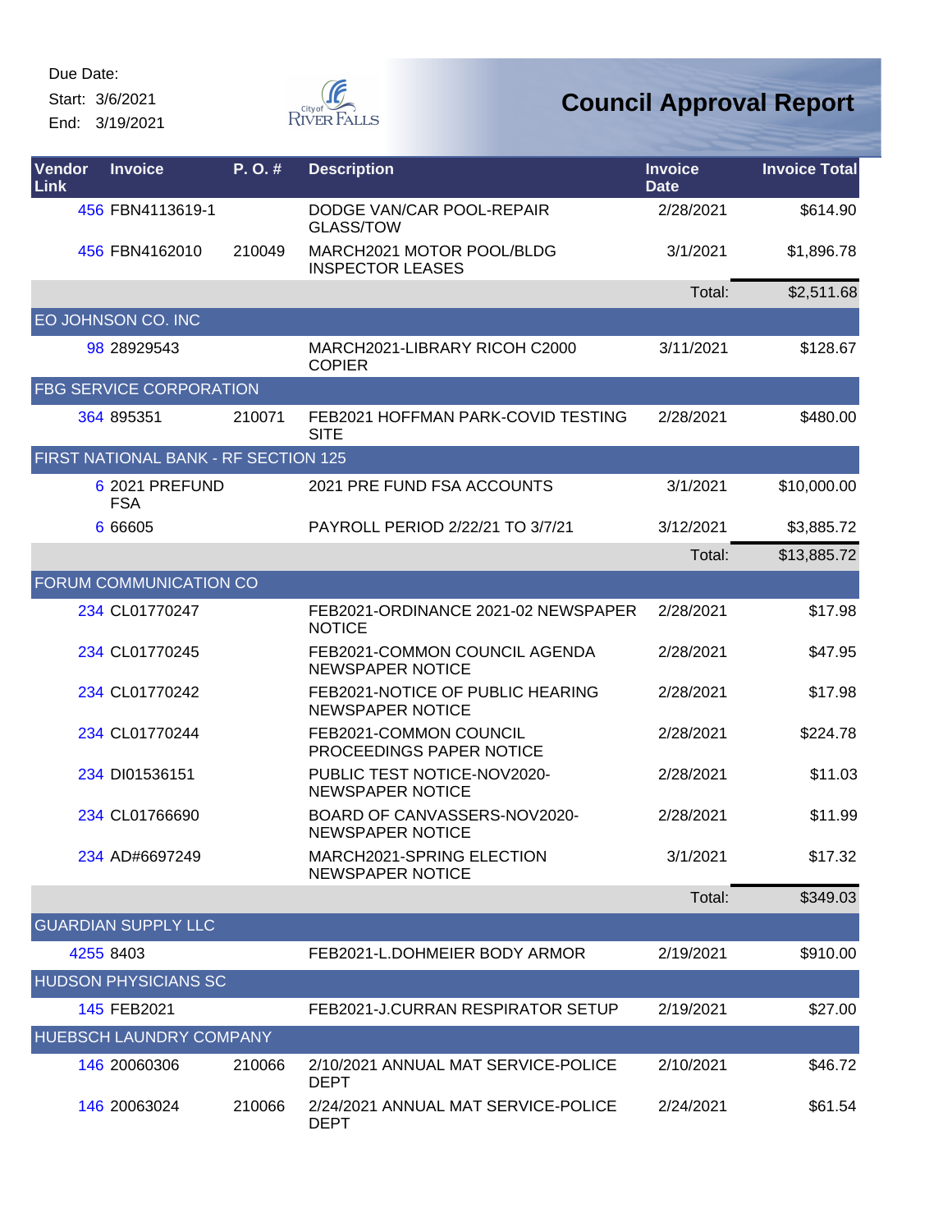Due Date:

Start: 3/6/2021

End: 3/19/2021

# Council Approval Report

| Vendor Link | Invoice | P. O. # | Description | Invoice Date | Invoice Total |
|---|---|---|---|---|---|
| 456 | FBN4113619-1 | | DODGE VAN/CAR POOL-REPAIR GLASS/TOW | 2/28/2021 | $614.90 |
| 456 | FBN4162010 | 210049 | MARCH2021 MOTOR POOL/BLDG INSPECTOR LEASES | 3/1/2021 | $1,896.78 |
| | | | | Total: | $2,511.68 |
| EO JOHNSON CO. INC | | | | | |
| 98 | 28929543 | | MARCH2021-LIBRARY RICOH C2000 COPIER | 3/11/2021 | $128.67 |
| FBG SERVICE CORPORATION | | | | | |
| 364 | 895351 | 210071 | FEB2021 HOFFMAN PARK-COVID TESTING SITE | 2/28/2021 | $480.00 |
| FIRST NATIONAL BANK - RF SECTION 125 | | | | | |
| 6 | 2021 PREFUND FSA | | 2021 PRE FUND FSA ACCOUNTS | 3/1/2021 | $10,000.00 |
| 6 | 66605 | | PAYROLL PERIOD 2/22/21 TO 3/7/21 | 3/12/2021 | $3,885.72 |
| | | | | Total: | $13,885.72 |
| FORUM COMMUNICATION CO | | | | | |
| 234 | CL01770247 | | FEB2021-ORDINANCE 2021-02 NEWSPAPER NOTICE | 2/28/2021 | $17.98 |
| 234 | CL01770245 | | FEB2021-COMMON COUNCIL AGENDA NEWSPAPER NOTICE | 2/28/2021 | $47.95 |
| 234 | CL01770242 | | FEB2021-NOTICE OF PUBLIC HEARING NEWSPAPER NOTICE | 2/28/2021 | $17.98 |
| 234 | CL01770244 | | FEB2021-COMMON COUNCIL PROCEEDINGS PAPER NOTICE | 2/28/2021 | $224.78 |
| 234 | DI01536151 | | PUBLIC TEST NOTICE-NOV2020-NEWSPAPER NOTICE | 2/28/2021 | $11.03 |
| 234 | CL01766690 | | BOARD OF CANVASSERS-NOV2020-NEWSPAPER NOTICE | 2/28/2021 | $11.99 |
| 234 | AD#6697249 | | MARCH2021-SPRING ELECTION NEWSPAPER NOTICE | 3/1/2021 | $17.32 |
| | | | | Total: | $349.03 |
| GUARDIAN SUPPLY LLC | | | | | |
| 4255 | 8403 | | FEB2021-L.DOHMEIER BODY ARMOR | 2/19/2021 | $910.00 |
| HUDSON PHYSICIANS SC | | | | | |
| 145 | FEB2021 | | FEB2021-J.CURRAN RESPIRATOR SETUP | 2/19/2021 | $27.00 |
| HUEBSCH LAUNDRY COMPANY | | | | | |
| 146 | 20060306 | 210066 | 2/10/2021 ANNUAL MAT SERVICE-POLICE DEPT | 2/10/2021 | $46.72 |
| 146 | 20063024 | 210066 | 2/24/2021 ANNUAL MAT SERVICE-POLICE DEPT | 2/24/2021 | $61.54 |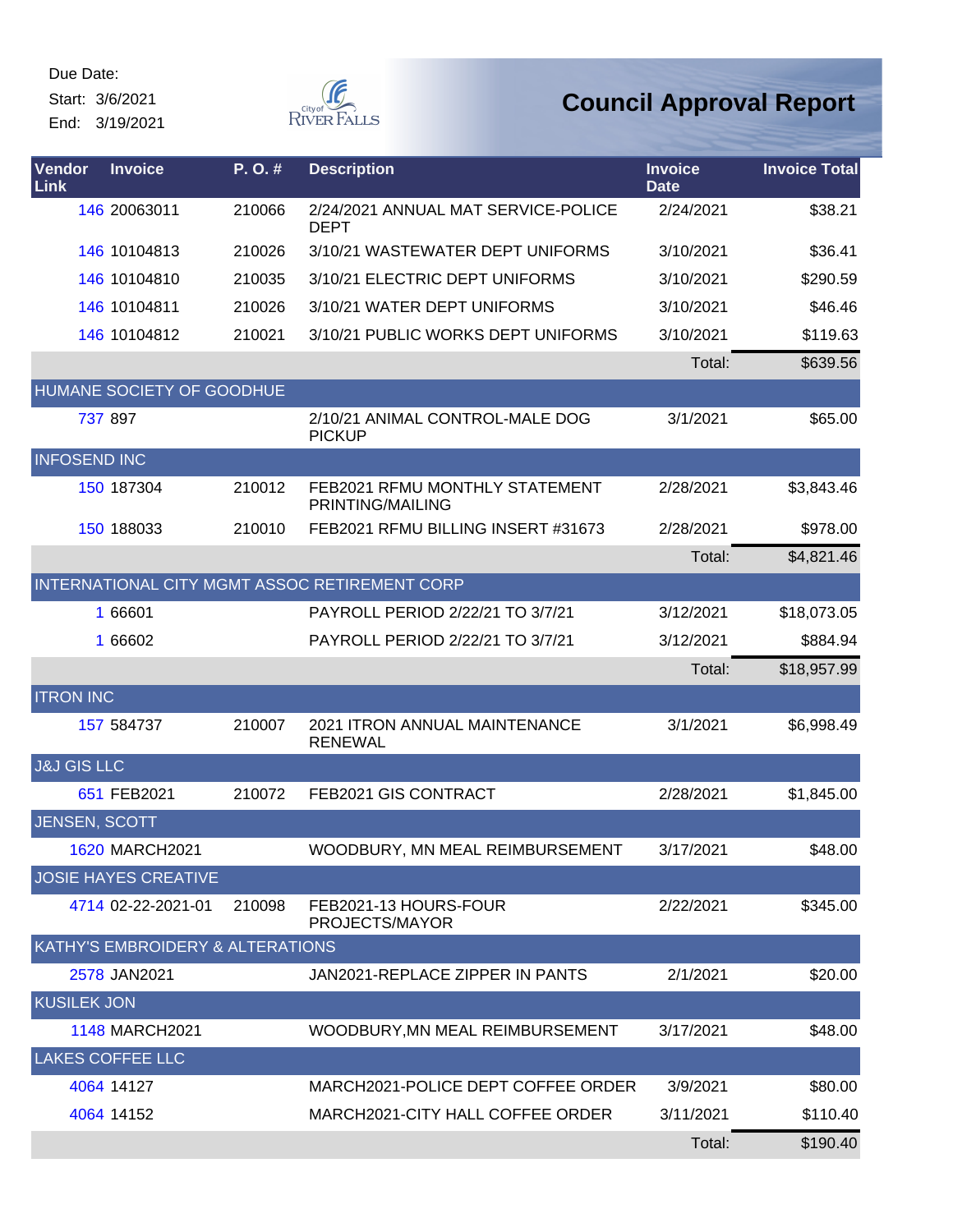Due Date:
Start: 3/6/2021
End: 3/19/2021

City of River Falls

# Council Approval Report

| Vendor Link | Invoice | P. O. # | Description | Invoice Date | Invoice Total |
|---|---|---|---|---|---|
| 146 | 20063011 | 210066 | 2/24/2021 ANNUAL MAT SERVICE-POLICE DEPT | 2/24/2021 | $38.21 |
| 146 | 10104813 | 210026 | 3/10/21 WASTEWATER DEPT UNIFORMS | 3/10/2021 | $36.41 |
| 146 | 10104810 | 210035 | 3/10/21 ELECTRIC DEPT UNIFORMS | 3/10/2021 | $290.59 |
| 146 | 10104811 | 210026 | 3/10/21 WATER DEPT UNIFORMS | 3/10/2021 | $46.46 |
| 146 | 10104812 | 210021 | 3/10/21 PUBLIC WORKS DEPT UNIFORMS | 3/10/2021 | $119.63 |
| | | | | Total: | $639.56 |
| HUMANE SOCIETY OF GOODHUE | | | | | |
| 737 | 897 | | 2/10/21 ANIMAL CONTROL-MALE DOG PICKUP | 3/1/2021 | $65.00 |
| INFOSEND INC | | | | | |
| 150 | 187304 | 210012 | FEB2021 RFMU MONTHLY STATEMENT PRINTING/MAILING | 2/28/2021 | $3,843.46 |
| 150 | 188033 | 210010 | FEB2021 RFMU BILLING INSERT #31673 | 2/28/2021 | $978.00 |
| | | | | Total: | $4,821.46 |
| INTERNATIONAL CITY MGMT ASSOC RETIREMENT CORP | | | | | |
| 1 | 66601 | | PAYROLL PERIOD 2/22/21 TO 3/7/21 | 3/12/2021 | $18,073.05 |
| 1 | 66602 | | PAYROLL PERIOD 2/22/21 TO 3/7/21 | 3/12/2021 | $884.94 |
| | | | | Total: | $18,957.99 |
| ITRON INC | | | | | |
| 157 | 584737 | 210007 | 2021 ITRON ANNUAL MAINTENANCE RENEWAL | 3/1/2021 | $6,998.49 |
| J&J GIS LLC | | | | | |
| 651 | FEB2021 | 210072 | FEB2021 GIS CONTRACT | 2/28/2021 | $1,845.00 |
| JENSEN, SCOTT | | | | | |
| 1620 | MARCH2021 | | WOODBURY, MN MEAL REIMBURSEMENT | 3/17/2021 | $48.00 |
| JOSIE HAYES CREATIVE | | | | | |
| 4714 | 02-22-2021-01 | 210098 | FEB2021-13 HOURS-FOUR PROJECTS/MAYOR | 2/22/2021 | $345.00 |
| KATHY'S EMBROIDERY & ALTERATIONS | | | | | |
| 2578 | JAN2021 | | JAN2021-REPLACE ZIPPER IN PANTS | 2/1/2021 | $20.00 |
| KUSILEK JON | | | | | |
| 1148 | MARCH2021 | | WOODBURY,MN MEAL REIMBURSEMENT | 3/17/2021 | $48.00 |
| LAKES COFFEE LLC | | | | | |
| 4064 | 14127 | | MARCH2021-POLICE DEPT COFFEE ORDER | 3/9/2021 | $80.00 |
| 4064 | 14152 | | MARCH2021-CITY HALL COFFEE ORDER | 3/11/2021 | $110.40 |
| | | | | Total: | $190.40 |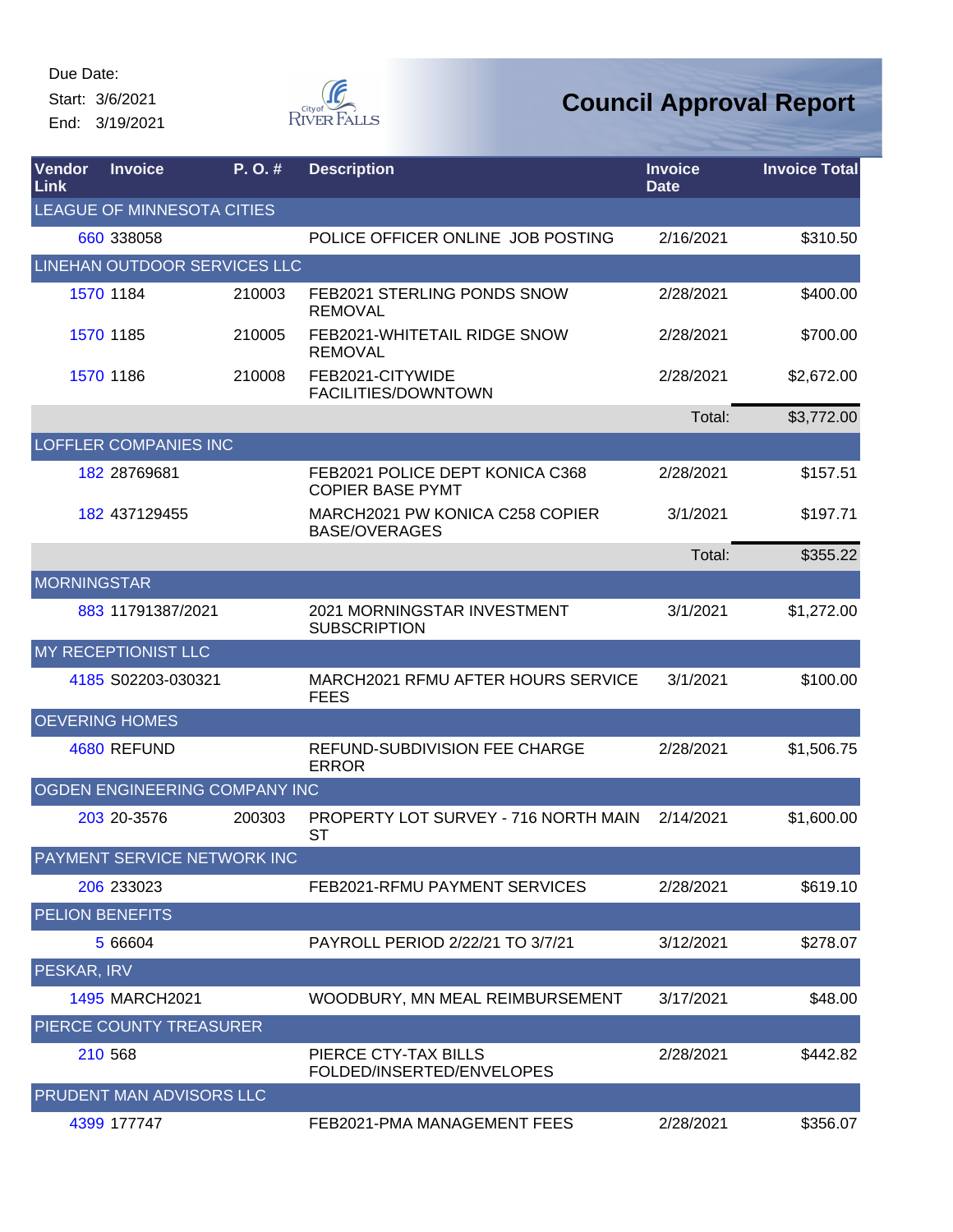Due Date:
Start: 3/6/2021
End: 3/19/2021

# Council Approval Report

| Vendor Link | Invoice | P. O. # | Description | Invoice Date | Invoice Total |
|---|---|---|---|---|---|
| LEAGUE OF MINNESOTA CITIES | | | | | |
| 660 | 338058 | | POLICE OFFICER ONLINE JOB POSTING | 2/16/2021 | $310.50 |
| LINEHAN OUTDOOR SERVICES LLC | | | | | |
| 1570 | 1184 | 210003 | FEB2021 STERLING PONDS SNOW REMOVAL | 2/28/2021 | $400.00 |
| 1570 | 1185 | 210005 | FEB2021-WHITETAIL RIDGE SNOW REMOVAL | 2/28/2021 | $700.00 |
| 1570 | 1186 | 210008 | FEB2021-CITYWIDE FACILITIES/DOWNTOWN | 2/28/2021 | $2,672.00 |
| | | | | Total: | $3,772.00 |
| LOFFLER COMPANIES INC | | | | | |
| 182 | 28769681 | | FEB2021 POLICE DEPT KONICA C368 COPIER BASE PYMT | 2/28/2021 | $157.51 |
| 182 | 437129455 | | MARCH2021 PW KONICA C258 COPIER BASE/OVERAGES | 3/1/2021 | $197.71 |
| | | | | Total: | $355.22 |
| MORNINGSTAR | | | | | |
| 883 | 11791387/2021 | | 2021 MORNINGSTAR INVESTMENT SUBSCRIPTION | 3/1/2021 | $1,272.00 |
| MY RECEPTIONIST LLC | | | | | |
| 4185 | S02203-030321 | | MARCH2021 RFMU AFTER HOURS SERVICE FEES | 3/1/2021 | $100.00 |
| OEVERING HOMES | | | | | |
| 4680 | REFUND | | REFUND-SUBDIVISION FEE CHARGE ERROR | 2/28/2021 | $1,506.75 |
| OGDEN ENGINEERING COMPANY INC | | | | | |
| 203 | 20-3576 | 200303 | PROPERTY LOT SURVEY - 716 NORTH MAIN ST | 2/14/2021 | $1,600.00 |
| PAYMENT SERVICE NETWORK INC | | | | | |
| 206 | 233023 | | FEB2021-RFMU PAYMENT SERVICES | 2/28/2021 | $619.10 |
| PELION BENEFITS | | | | | |
| 5 | 66604 | | PAYROLL PERIOD 2/22/21 TO 3/7/21 | 3/12/2021 | $278.07 |
| PESKAR, IRV | | | | | |
| 1495 | MARCH2021 | | WOODBURY, MN MEAL REIMBURSEMENT | 3/17/2021 | $48.00 |
| PIERCE COUNTY TREASURER | | | | | |
| 210 | 568 | | PIERCE CTY-TAX BILLS FOLDED/INSERTED/ENVELOPES | 2/28/2021 | $442.82 |
| PRUDENT MAN ADVISORS LLC | | | | | |
| 4399 | 177747 | | FEB2021-PMA MANAGEMENT FEES | 2/28/2021 | $356.07 |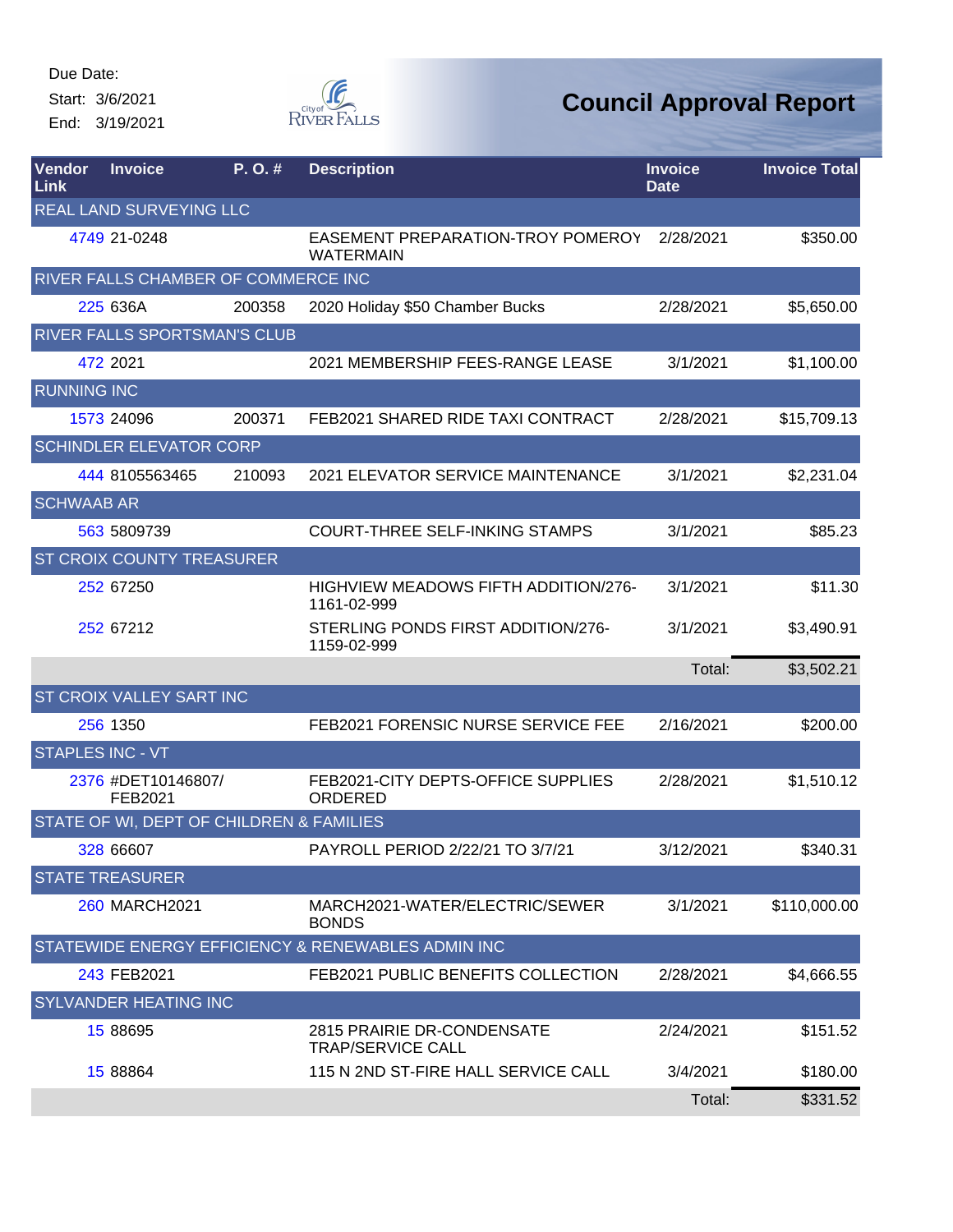Due Date:

Start: 3/6/2021

End: 3/19/2021

# Council Approval Report

| Vendor Link | Invoice | P. O. # | Description | Invoice Date | Invoice Total |
|---|---|---|---|---|---|
| REAL LAND SURVEYING LLC | | | | | |
| 4749 | 21-0248 | | EASEMENT PREPARATION-TROY POMEROY WATERMAIN | 2/28/2021 | $350.00 |
| RIVER FALLS CHAMBER OF COMMERCE INC | | | | | |
| 225 | 636A | 200358 | 2020 Holiday $50 Chamber Bucks | 2/28/2021 | $5,650.00 |
| RIVER FALLS SPORTSMAN'S CLUB | | | | | |
| 472 | 2021 | | 2021 MEMBERSHIP FEES-RANGE LEASE | 3/1/2021 | $1,100.00 |
| RUNNING INC | | | | | |
| 1573 | 24096 | 200371 | FEB2021 SHARED RIDE TAXI CONTRACT | 2/28/2021 | $15,709.13 |
| SCHINDLER ELEVATOR CORP | | | | | |
| 444 | 8105563465 | 210093 | 2021 ELEVATOR SERVICE MAINTENANCE | 3/1/2021 | $2,231.04 |
| SCHWAAB AR | | | | | |
| 563 | 5809739 | | COURT-THREE SELF-INKING STAMPS | 3/1/2021 | $85.23 |
| ST CROIX COUNTY TREASURER | | | | | |
| 252 | 67250 | | HIGHVIEW MEADOWS FIFTH ADDITION/276-1161-02-999 | 3/1/2021 | $11.30 |
| 252 | 67212 | | STERLING PONDS FIRST ADDITION/276-1159-02-999 | 3/1/2021 | $3,490.91 |
| | | | | Total: | $3,502.21 |
| ST CROIX VALLEY SART INC | | | | | |
| 256 | 1350 | | FEB2021 FORENSIC NURSE SERVICE FEE | 2/16/2021 | $200.00 |
| STAPLES INC - VT | | | | | |
| 2376 | #DET10146807/ FEB2021 | | FEB2021-CITY DEPTS-OFFICE SUPPLIES ORDERED | 2/28/2021 | $1,510.12 |
| STATE OF WI, DEPT OF CHILDREN & FAMILIES | | | | | |
| 328 | 66607 | | PAYROLL PERIOD 2/22/21 TO 3/7/21 | 3/12/2021 | $340.31 |
| STATE TREASURER | | | | | |
| 260 | MARCH2021 | | MARCH2021-WATER/ELECTRIC/SEWER BONDS | 3/1/2021 | $110,000.00 |
| STATEWIDE ENERGY EFFICIENCY & RENEWABLES ADMIN INC | | | | | |
| 243 | FEB2021 | | FEB2021 PUBLIC BENEFITS COLLECTION | 2/28/2021 | $4,666.55 |
| SYLVANDER HEATING INC | | | | | |
| 15 | 88695 | | 2815 PRAIRIE DR-CONDENSATE TRAP/SERVICE CALL | 2/24/2021 | $151.52 |
| 15 | 88864 | | 115 N 2ND ST-FIRE HALL SERVICE CALL | 3/4/2021 | $180.00 |
| | | | | Total: | $331.52 |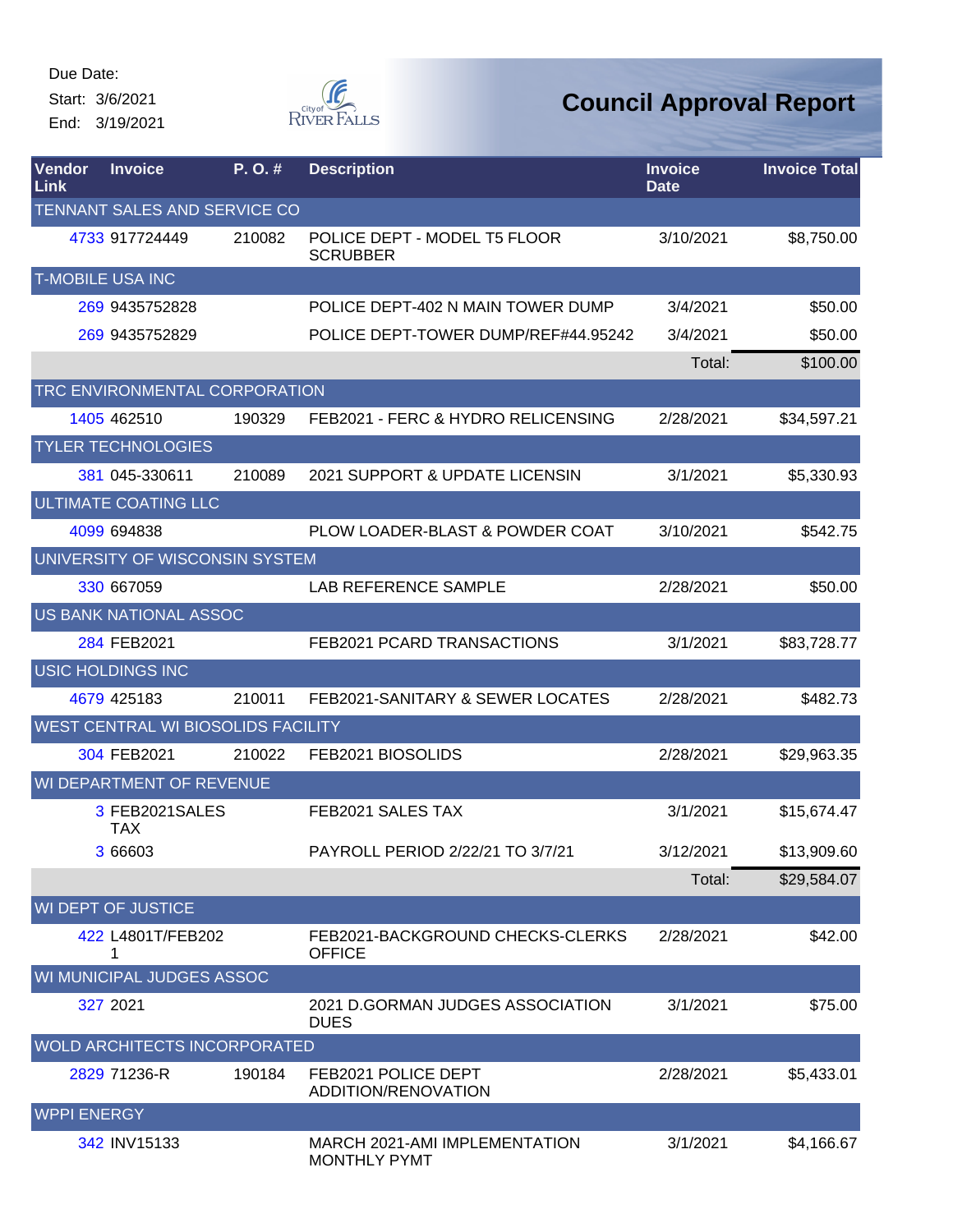Due Date:
Start: 3/6/2021
End: 3/19/2021

# Council Approval Report

| Vendor Link | Invoice | P. O. # | Description | Invoice Date | Invoice Total |
|---|---|---|---|---|---|
| TENNANT SALES AND SERVICE CO | | | | | |
| 4733 | 917724449 | 210082 | POLICE DEPT - MODEL T5 FLOOR SCRUBBER | 3/10/2021 | $8,750.00 |
| T-MOBILE USA INC | | | | | |
| 269 | 9435752828 | | POLICE DEPT-402 N MAIN TOWER DUMP | 3/4/2021 | $50.00 |
| 269 | 9435752829 | | POLICE DEPT-TOWER DUMP/REF#44.95242 | 3/4/2021 | $50.00 |
| | | | | Total: | $100.00 |
| TRC ENVIRONMENTAL CORPORATION | | | | | |
| 1405 | 462510 | 190329 | FEB2021 - FERC & HYDRO RELICENSING | 2/28/2021 | $34,597.21 |
| TYLER TECHNOLOGIES | | | | | |
| 381 | 045-330611 | 210089 | 2021 SUPPORT & UPDATE LICENSIN | 3/1/2021 | $5,330.93 |
| ULTIMATE COATING LLC | | | | | |
| 4099 | 694838 | | PLOW LOADER-BLAST & POWDER COAT | 3/10/2021 | $542.75 |
| UNIVERSITY OF WISCONSIN SYSTEM | | | | | |
| 330 | 667059 | | LAB REFERENCE SAMPLE | 2/28/2021 | $50.00 |
| US BANK NATIONAL ASSOC | | | | | |
| 284 | FEB2021 | | FEB2021 PCARD TRANSACTIONS | 3/1/2021 | $83,728.77 |
| USIC HOLDINGS INC | | | | | |
| 4679 | 425183 | 210011 | FEB2021-SANITARY & SEWER LOCATES | 2/28/2021 | $482.73 |
| WEST CENTRAL WI BIOSOLIDS FACILITY | | | | | |
| 304 | FEB2021 | 210022 | FEB2021 BIOSOLIDS | 2/28/2021 | $29,963.35 |
| WI DEPARTMENT OF REVENUE | | | | | |
| 3 | FEB2021SALES TAX | | FEB2021 SALES TAX | 3/1/2021 | $15,674.47 |
| 3 | 66603 | | PAYROLL PERIOD 2/22/21 TO 3/7/21 | 3/12/2021 | $13,909.60 |
| | | | | Total: | $29,584.07 |
| WI DEPT OF JUSTICE | | | | | |
| 422 | L4801T/FEB2021 | | FEB2021-BACKGROUND CHECKS-CLERKS OFFICE | 2/28/2021 | $42.00 |
| WI MUNICIPAL JUDGES ASSOC | | | | | |
| 327 | 2021 | | 2021 D.GORMAN JUDGES ASSOCIATION DUES | 3/1/2021 | $75.00 |
| WOLD ARCHITECTS INCORPORATED | | | | | |
| 2829 | 71236-R | 190184 | FEB2021 POLICE DEPT ADDITION/RENOVATION | 2/28/2021 | $5,433.01 |
| WPPI ENERGY | | | | | |
| 342 | INV15133 | | MARCH 2021-AMI IMPLEMENTATION MONTHLY PYMT | 3/1/2021 | $4,166.67 |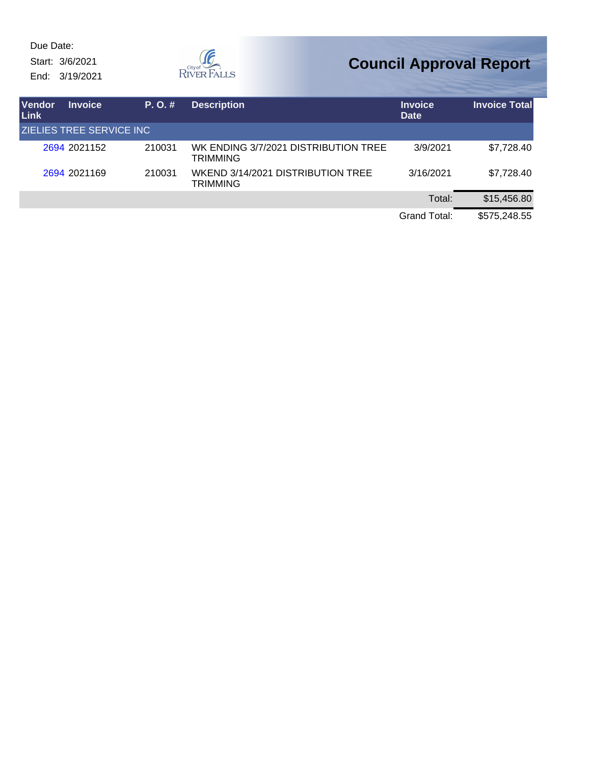Due Date:

Start: 3/6/2021

End: 3/19/2021

# Council Approval Report

| Vendor Link | Invoice | P. O. # | Description | Invoice Date | Invoice Total |
|---|---|---|---|---|---|
| ZIELIES TREE SERVICE INC | | | | | |
| 2694 | 2021152 | 210031 | WK ENDING 3/7/2021 DISTRIBUTION TREE TRIMMING | 3/9/2021 | $7,728.40 |
| 2694 | 2021169 | 210031 | WKEND 3/14/2021 DISTRIBUTION TREE TRIMMING | 3/16/2021 | $7,728.40 |
| | | | | Total: | $15,456.80 |
| | | | | Grand Total: | $575,248.55 |